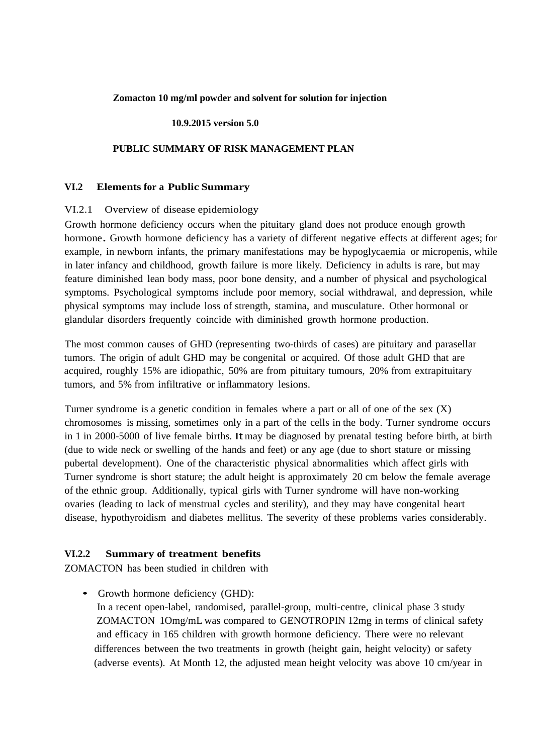**Zomacton 10 mg/ml powder and solvent for solution for injection**

**10.9.2015 version 5.0**

**PUBLIC SUMMARY OF RISK MANAGEMENT PLAN**

## VI.2 Elements for a Public Summary

### VI.2.1 Overview of disease epidemiology

Growth hormone deficiency occurs when the pituitary gland does not produce enough growth hormone. Growth hormone deficiency has a variety of different negative effects at different ages; for example, in newborn infants, the primary manifestations may be hypoglycaemia or micropenis, while in later infancy and childhood, growth failure is more likely. Deficiency in adults is rare, but may feature diminished lean body mass, poor bone density, and a number of physical and psychological symptoms. Psychological symptoms include poor memory, social withdrawal, and depression, while physical symptoms may include loss of strength, stamina, and musculature. Other hormonal or glandular disorders frequently coincide with diminished growth hormone production.

The most common causes of GHD (representing two-thirds of cases) are pituitary and parasellar tumors. The origin of adult GHD may be congenital or acquired. Of those adult GHD that are acquired, roughly 15% are idiopathic, 50% are from pituitary tumours, 20% from extrapituitary tumors, and 5% from infiltrative or inflammatory lesions.

Turner syndrome is a genetic condition in females where a part or all of one of the sex (X) chromosomes is missing, sometimes only in a part of the cells in the body. Turner syndrome occurs in 1 in 2000-5000 of live female births. It may be diagnosed by prenatal testing before birth, at birth (due to wide neck or swelling of the hands and feet) or any age (due to short stature or missing pubertal development). One of the characteristic physical abnormalities which affect girls with Turner syndrome is short stature; the adult height is approximately 20 cm below the female average of the ethnic group. Additionally, typical girls with Turner syndrome will have non-working ovaries (leading to lack of menstrual cycles and sterility), and they may have congenital heart disease, hypothyroidism and diabetes mellitus. The severity of these problems varies considerably.

### VI.2.2 Summary of treatment benefits

ZOMACTON has been studied in children with

- Growth hormone deficiency (GHD):
  In a recent open-label, randomised, parallel-group, multi-centre, clinical phase 3 study ZOMACTON 1Omg/mL was compared to GENOTROPIN 12mg in terms of clinical safety and efficacy in 165 children with growth hormone deficiency. There were no relevant differences between the two treatments in growth (height gain, height velocity) or safety (adverse events). At Month 12, the adjusted mean height velocity was above 10 cm/year in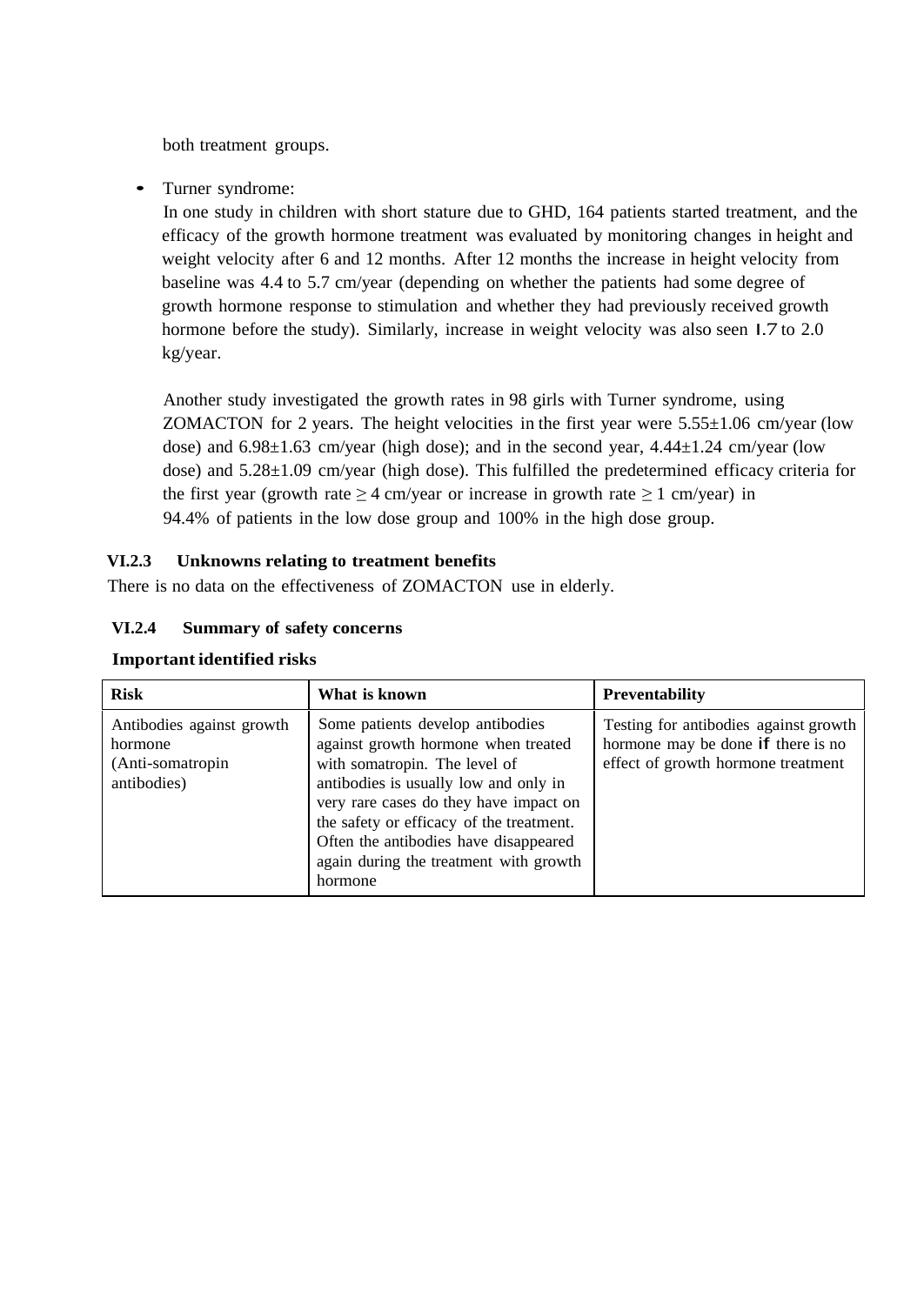both treatment groups.

- Turner syndrome:

  In one study in children with short stature due to GHD, 164 patients started treatment, and the efficacy of the growth hormone treatment was evaluated by monitoring changes in height and weight velocity after 6 and 12 months. After 12 months the increase in height velocity from baseline was 4.4 to 5.7 cm/year (depending on whether the patients had some degree of growth hormone response to stimulation and whether they had previously received growth hormone before the study). Similarly, increase in weight velocity was also seen 1.7 to 2.0 kg/year.

  Another study investigated the growth rates in 98 girls with Turner syndrome, using ZOMACTON for 2 years. The height velocities in the first year were 5.55±1.06 cm/year (low dose) and 6.98±1.63 cm/year (high dose); and in the second year, 4.44±1.24 cm/year (low dose) and 5.28±1.09 cm/year (high dose). This fulfilled the predetermined efficacy criteria for the first year (growth rate ≥ 4 cm/year or increase in growth rate ≥ 1 cm/year) in 94.4% of patients in the low dose group and 100% in the high dose group.

### VI.2.3 Unknowns relating to treatment benefits

There is no data on the effectiveness of ZOMACTON use in elderly.

### VI.2.4 Summary of safety concerns

**Important identified risks**

| Risk | What is known | Preventability |
|---|---|---|
| Antibodies against growth hormone (Anti-somatropin antibodies) | Some patients develop antibodies against growth hormone when treated with somatropin. The level of antibodies is usually low and only in very rare cases do they have impact on the safety or efficacy of the treatment. Often the antibodies have disappeared again during the treatment with growth hormone | Testing for antibodies against growth hormone may be done if there is no effect of growth hormone treatment |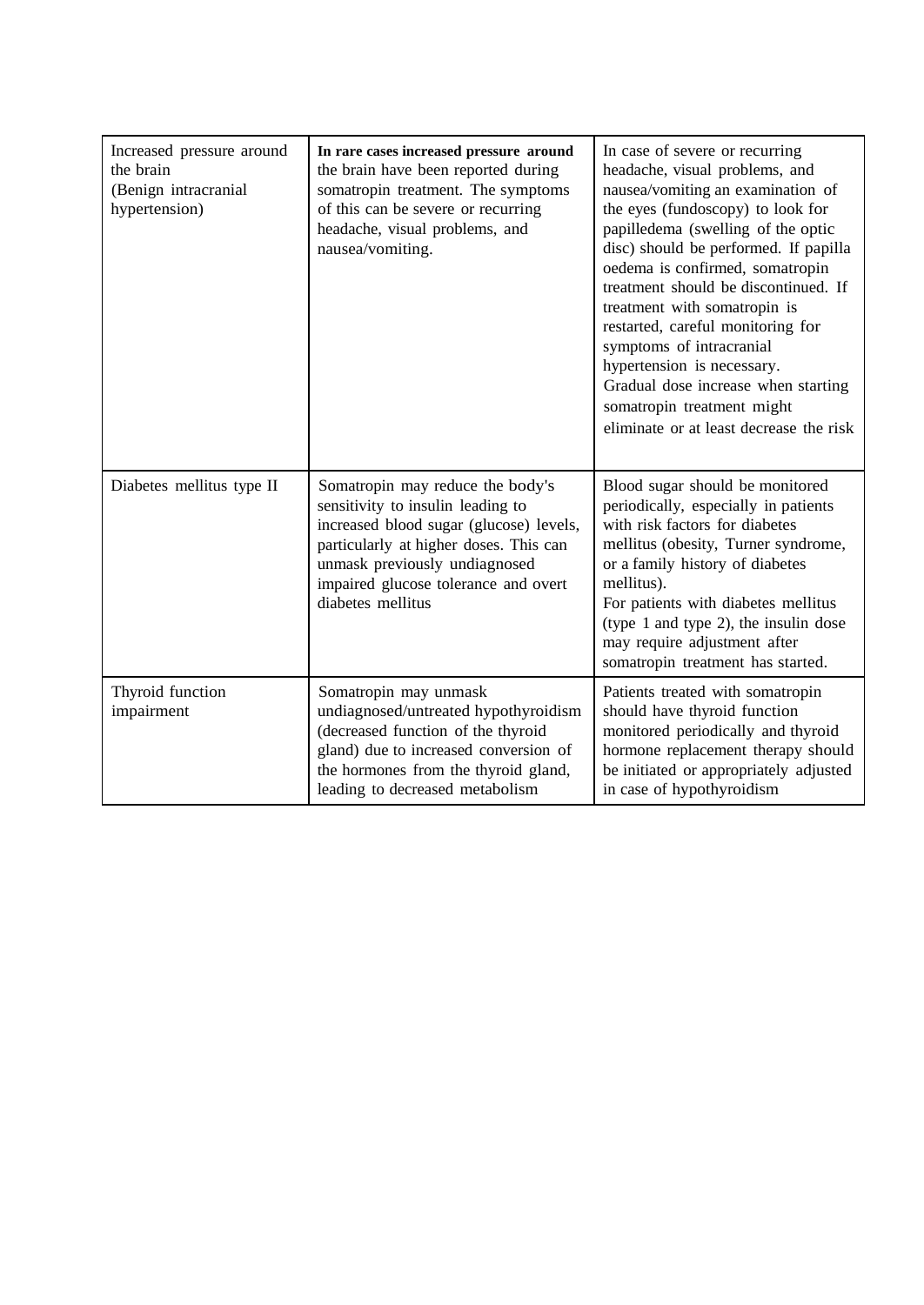| Increased pressure around the brain (Benign intracranial hypertension) | **In rare cases increased pressure around** the brain have been reported during somatropin treatment. The symptoms of this can be severe or recurring headache, visual problems, and nausea/vomiting. | In case of severe or recurring headache, visual problems, and nausea/vomiting an examination of the eyes (fundoscopy) to look for papilledema (swelling of the optic disc) should be performed. If papilla oedema is confirmed, somatropin treatment should be discontinued. If treatment with somatropin is restarted, careful monitoring for symptoms of intracranial hypertension is necessary. Gradual dose increase when starting somatropin treatment might eliminate or at least decrease the risk |
|---|---|---|
| Diabetes mellitus type II | Somatropin may reduce the body's sensitivity to insulin leading to increased blood sugar (glucose) levels, particularly at higher doses. This can unmask previously undiagnosed impaired glucose tolerance and overt diabetes mellitus | Blood sugar should be monitored periodically, especially in patients with risk factors for diabetes mellitus (obesity, Turner syndrome, or a family history of diabetes mellitus). For patients with diabetes mellitus (type 1 and type 2), the insulin dose may require adjustment after somatropin treatment has started. |
| Thyroid function impairment | Somatropin may unmask undiagnosed/untreated hypothyroidism (decreased function of the thyroid gland) due to increased conversion of the hormones from the thyroid gland, leading to decreased metabolism | Patients treated with somatropin should have thyroid function monitored periodically and thyroid hormone replacement therapy should be initiated or appropriately adjusted in case of hypothyroidism |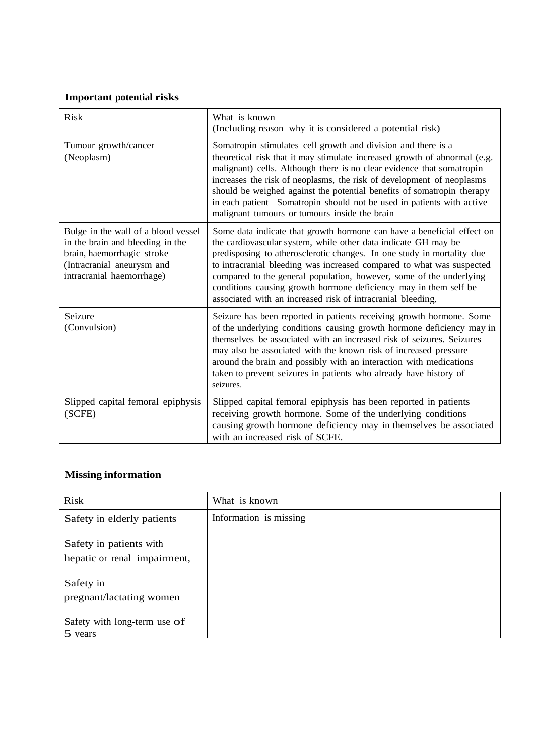**Important potential risks**

| Risk | What is known<br>(Including reason why it is considered a potential risk) |
|---|---|
| Tumour growth/cancer<br>(Neoplasm) | Somatropin stimulates cell growth and division and there is a theoretical risk that it may stimulate increased growth of abnormal (e.g. malignant) cells. Although there is no clear evidence that somatropin increases the risk of neoplasms, the risk of development of neoplasms should be weighed against the potential benefits of somatropin therapy in each patient Somatropin should not be used in patients with active malignant tumours or tumours inside the brain |
| Bulge in the wall of a blood vessel in the brain and bleeding in the brain, haemorrhagic stroke<br>(Intracranial aneurysm and intracranial haemorrhage) | Some data indicate that growth hormone can have a beneficial effect on the cardiovascular system, while other data indicate GH may be predisposing to atherosclerotic changes. In one study in mortality due to intracranial bleeding was increased compared to what was suspected compared to the general population, however, some of the underlying conditions causing growth hormone deficiency may in them self be associated with an increased risk of intracranial bleeding. |
| Seizure<br>(Convulsion) | Seizure has been reported in patients receiving growth hormone. Some of the underlying conditions causing growth hormone deficiency may in themselves be associated with an increased risk of seizures. Seizures may also be associated with the known risk of increased pressure around the brain and possibly with an interaction with medications taken to prevent seizures in patients who already have history of seizures. |
| Slipped capital femoral epiphysis<br>(SCFE) | Slipped capital femoral epiphysis has been reported in patients receiving growth hormone. Some of the underlying conditions causing growth hormone deficiency may in themselves be associated with an increased risk of SCFE. |

**Missing information**

| Risk | What is known |
|---|---|
| Safety in elderly patients<br><br>Safety in patients with hepatic or renal impairment,<br><br>Safety in pregnant/lactating women<br><br>Safety with long-term use of 5 years | Information is missing |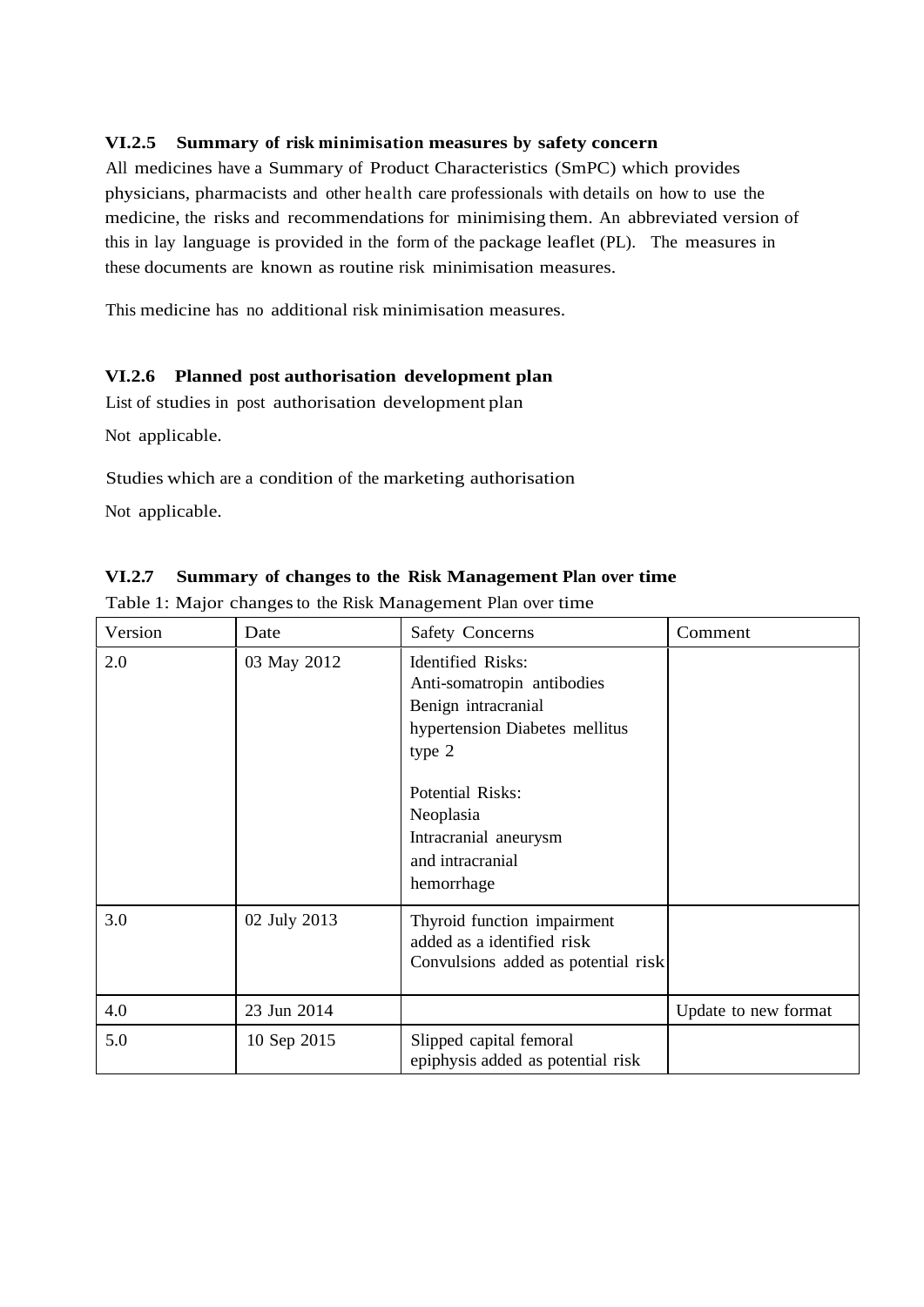### VI.2.5 Summary of risk minimisation measures by safety concern

All medicines have a Summary of Product Characteristics (SmPC) which provides physicians, pharmacists and other health care professionals with details on how to use the medicine, the risks and recommendations for minimising them. An abbreviated version of this in lay language is provided in the form of the package leaflet (PL). The measures in these documents are known as routine risk minimisation measures.

This medicine has no additional risk minimisation measures.

### VI.2.6 Planned post authorisation development plan

List of studies in post authorisation development plan

Not applicable.

Studies which are a condition of the marketing authorisation

Not applicable.

### VI.2.7 Summary of changes to the Risk Management Plan over time

Table 1: Major changes to the Risk Management Plan over time

| Version | Date | Safety Concerns | Comment |
|---|---|---|---|
| 2.0 | 03 May 2012 | Identified Risks:<br>Anti-somatropin antibodies<br>Benign intracranial hypertension Diabetes mellitus type 2<br><br>Potential Risks:<br>Neoplasia<br>Intracranial aneurysm and intracranial hemorrhage | |
| 3.0 | 02 July 2013 | Thyroid function impairment added as a identified risk<br>Convulsions added as potential risk | |
| 4.0 | 23 Jun 2014 | | Update to new format |
| 5.0 | 10 Sep 2015 | Slipped capital femoral epiphysis added as potential risk | |